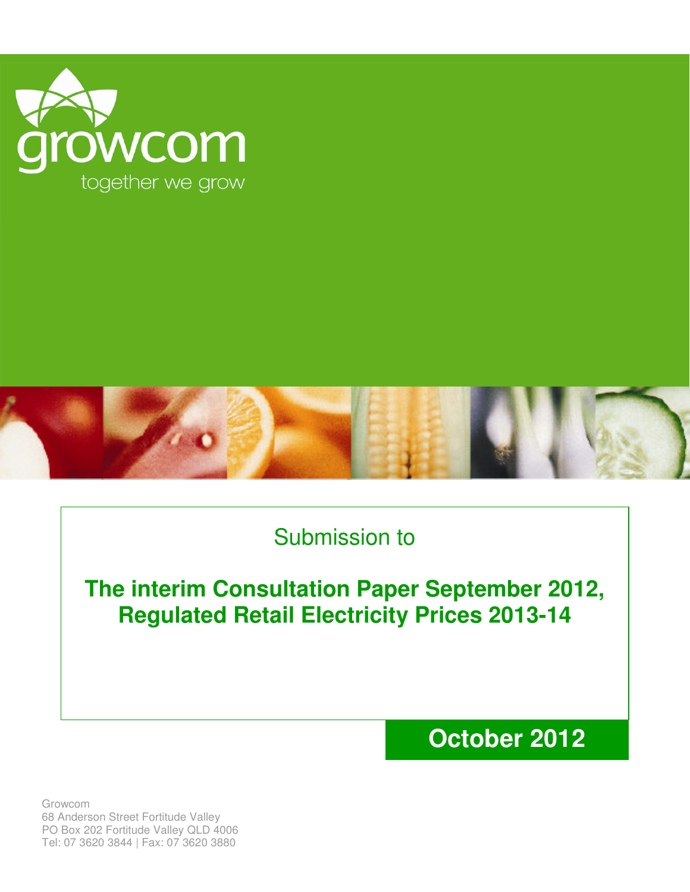growcom

together we grow

Submission to

# The interim Consultation Paper September 2012, Regulated Retail Electricity Prices 2013-14

**October 2012**

Growcom
68 Anderson Street Fortitude Valley
PO Box 202 Fortitude Valley QLD 4006
Tel: 07 3620 3844 | Fax: 07 3620 3880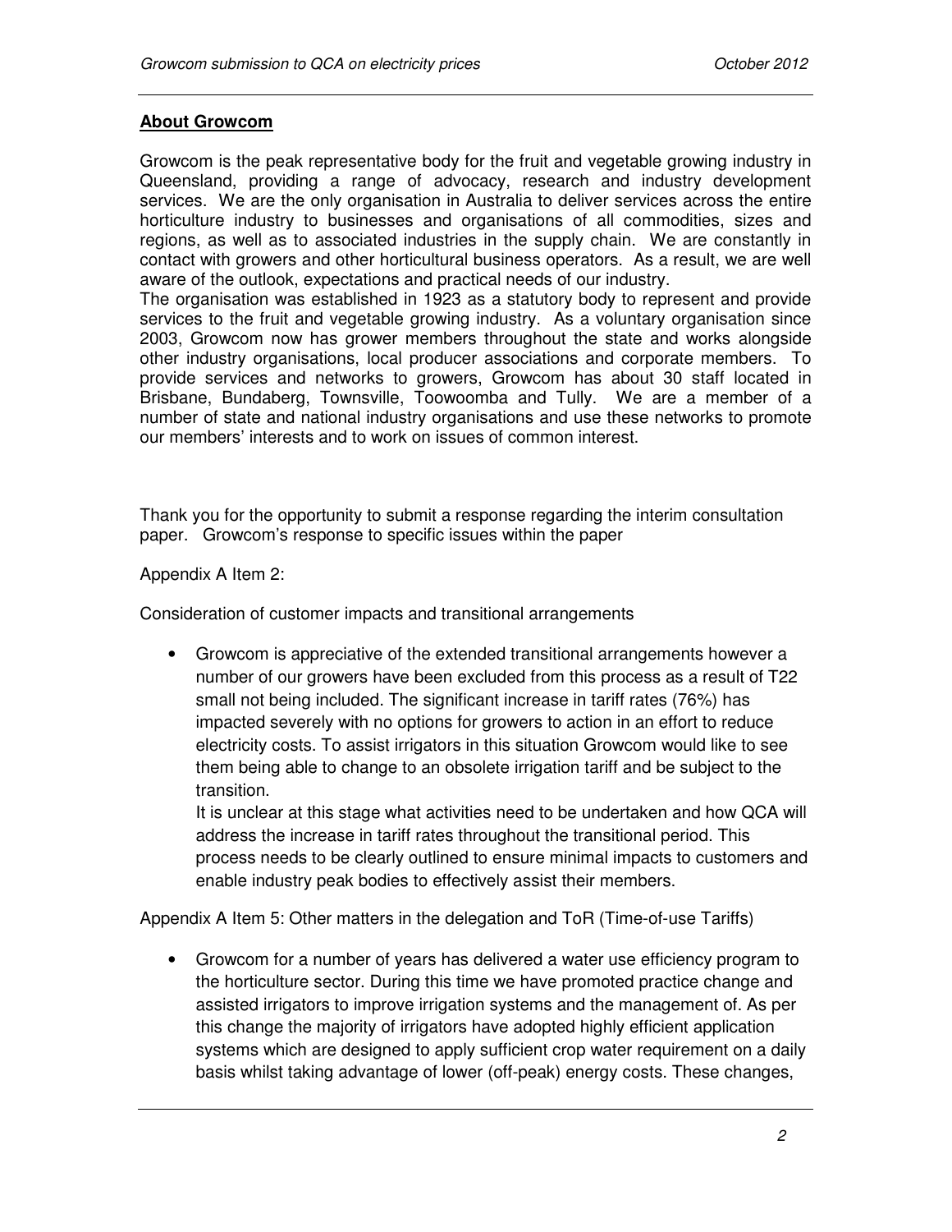## About Growcom

Growcom is the peak representative body for the fruit and vegetable growing industry in Queensland, providing a range of advocacy, research and industry development services. We are the only organisation in Australia to deliver services across the entire horticulture industry to businesses and organisations of all commodities, sizes and regions, as well as to associated industries in the supply chain. We are constantly in contact with growers and other horticultural business operators. As a result, we are well aware of the outlook, expectations and practical needs of our industry.
The organisation was established in 1923 as a statutory body to represent and provide services to the fruit and vegetable growing industry. As a voluntary organisation since 2003, Growcom now has grower members throughout the state and works alongside other industry organisations, local producer associations and corporate members. To provide services and networks to growers, Growcom has about 30 staff located in Brisbane, Bundaberg, Townsville, Toowoomba and Tully. We are a member of a number of state and national industry organisations and use these networks to promote our members' interests and to work on issues of common interest.

Thank you for the opportunity to submit a response regarding the interim consultation paper. Growcom's response to specific issues within the paper

Appendix A Item 2:

Consideration of customer impacts and transitional arrangements

- Growcom is appreciative of the extended transitional arrangements however a number of our growers have been excluded from this process as a result of T22 small not being included. The significant increase in tariff rates (76%) has impacted severely with no options for growers to action in an effort to reduce electricity costs. To assist irrigators in this situation Growcom would like to see them being able to change to an obsolete irrigation tariff and be subject to the transition.

  It is unclear at this stage what activities need to be undertaken and how QCA will address the increase in tariff rates throughout the transitional period. This process needs to be clearly outlined to ensure minimal impacts to customers and enable industry peak bodies to effectively assist their members.

Appendix A Item 5: Other matters in the delegation and ToR (Time-of-use Tariffs)

- Growcom for a number of years has delivered a water use efficiency program to the horticulture sector. During this time we have promoted practice change and assisted irrigators to improve irrigation systems and the management of. As per this change the majority of irrigators have adopted highly efficient application systems which are designed to apply sufficient crop water requirement on a daily basis whilst taking advantage of lower (off-peak) energy costs. These changes,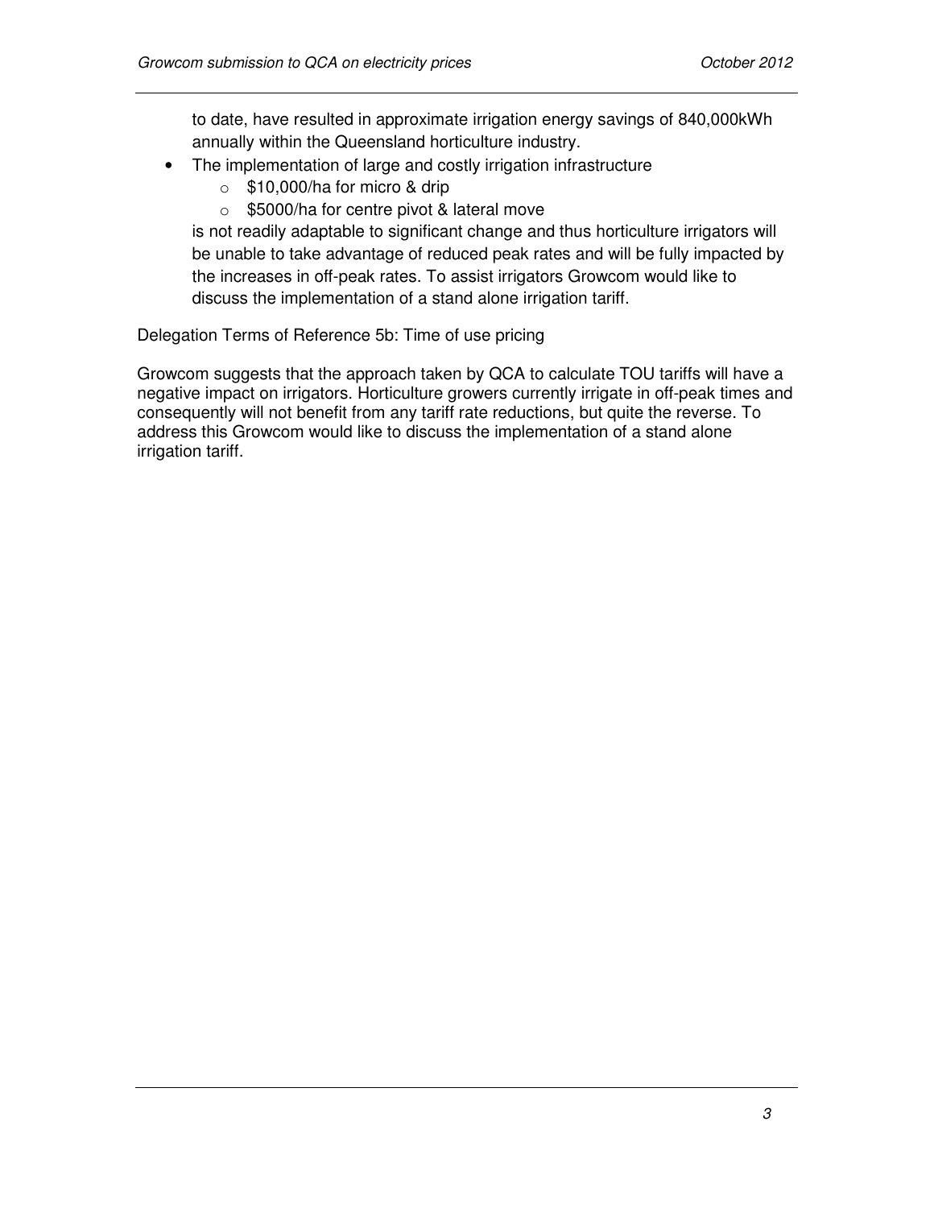to date, have resulted in approximate irrigation energy savings of 840,000kWh annually within the Queensland horticulture industry.

- The implementation of large and costly irrigation infrastructure
  - $10,000/ha for micro & drip
  - $5000/ha for centre pivot & lateral move

  is not readily adaptable to significant change and thus horticulture irrigators will be unable to take advantage of reduced peak rates and will be fully impacted by the increases in off-peak rates. To assist irrigators Growcom would like to discuss the implementation of a stand alone irrigation tariff.

Delegation Terms of Reference 5b: Time of use pricing

Growcom suggests that the approach taken by QCA to calculate TOU tariffs will have a negative impact on irrigators. Horticulture growers currently irrigate in off-peak times and consequently will not benefit from any tariff rate reductions, but quite the reverse. To address this Growcom would like to discuss the implementation of a stand alone irrigation tariff.